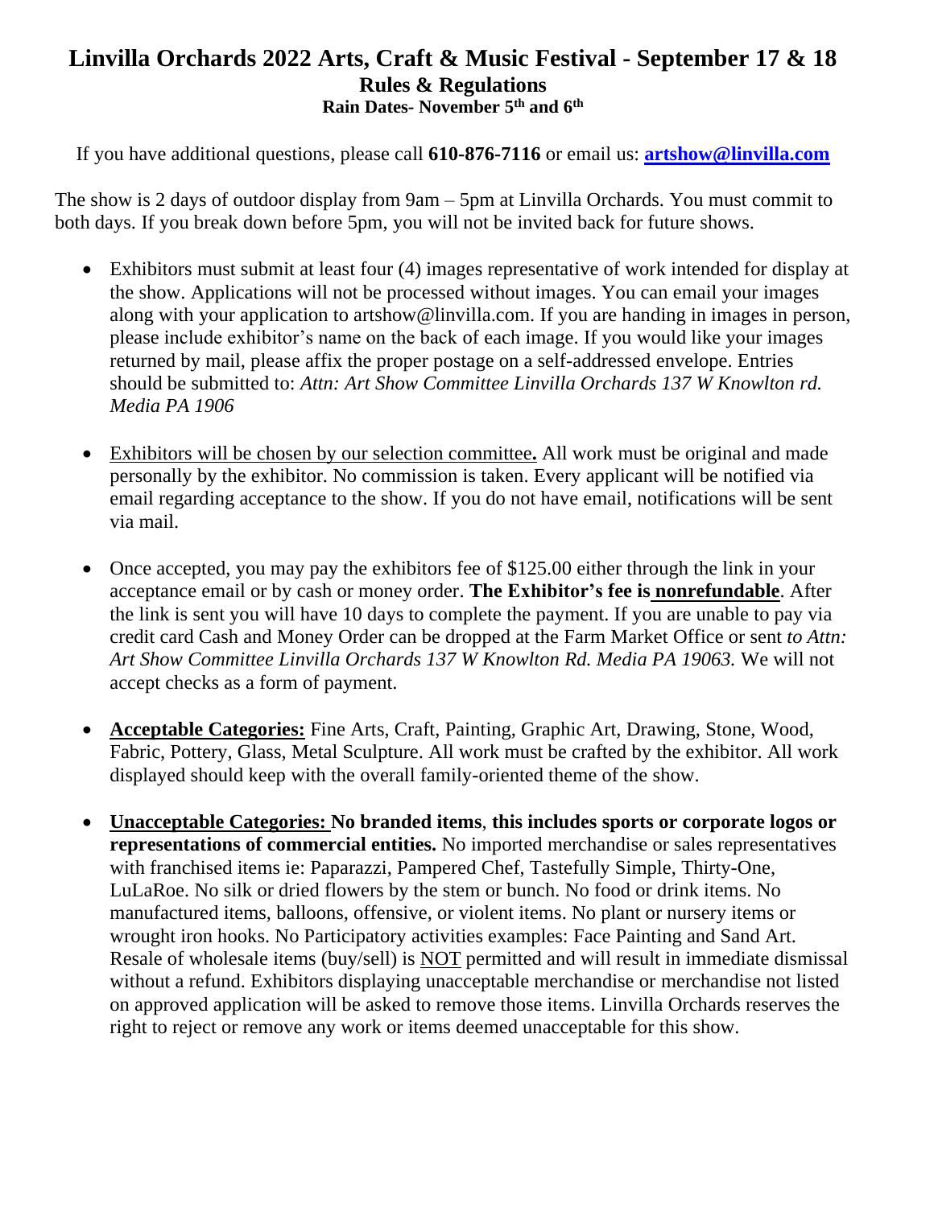# Linvilla Orchards 2022 Arts, Craft & Music Festival - September 17 & 18

## Rules & Regulations

### Rain Dates- November 5th and 6th

If you have additional questions, please call **610-876-7116** or email us: **artshow@linvilla.com**

The show is 2 days of outdoor display from 9am – 5pm at Linvilla Orchards. You must commit to both days. If you break down before 5pm, you will not be invited back for future shows.

- Exhibitors must submit at least four (4) images representative of work intended for display at the show. Applications will not be processed without images. You can email your images along with your application to artshow@linvilla.com. If you are handing in images in person, please include exhibitor's name on the back of each image. If you would like your images returned by mail, please affix the proper postage on a self-addressed envelope. Entries should be submitted to: *Attn: Art Show Committee Linvilla Orchards 137 W Knowlton rd. Media PA 1906*

- Exhibitors will be chosen by our selection committee**.** All work must be original and made personally by the exhibitor. No commission is taken. Every applicant will be notified via email regarding acceptance to the show. If you do not have email, notifications will be sent via mail.

- Once accepted, you may pay the exhibitors fee of $125.00 either through the link in your acceptance email or by cash or money order. **The Exhibitor's fee is nonrefundable**. After the link is sent you will have 10 days to complete the payment. If you are unable to pay via credit card Cash and Money Order can be dropped at the Farm Market Office or sent *to Attn: Art Show Committee Linvilla Orchards 137 W Knowlton Rd. Media PA 19063.* We will not accept checks as a form of payment.

- **Acceptable Categories:** Fine Arts, Craft, Painting, Graphic Art, Drawing, Stone, Wood, Fabric, Pottery, Glass, Metal Sculpture. All work must be crafted by the exhibitor. All work displayed should keep with the overall family-oriented theme of the show.

- **Unacceptable Categories: No branded items**, **this includes sports or corporate logos or representations of commercial entities.** No imported merchandise or sales representatives with franchised items ie: Paparazzi, Pampered Chef, Tastefully Simple, Thirty-One, LuLaRoe. No silk or dried flowers by the stem or bunch. No food or drink items. No manufactured items, balloons, offensive, or violent items. No plant or nursery items or wrought iron hooks. No Participatory activities examples: Face Painting and Sand Art. Resale of wholesale items (buy/sell) is NOT permitted and will result in immediate dismissal without a refund. Exhibitors displaying unacceptable merchandise or merchandise not listed on approved application will be asked to remove those items. Linvilla Orchards reserves the right to reject or remove any work or items deemed unacceptable for this show.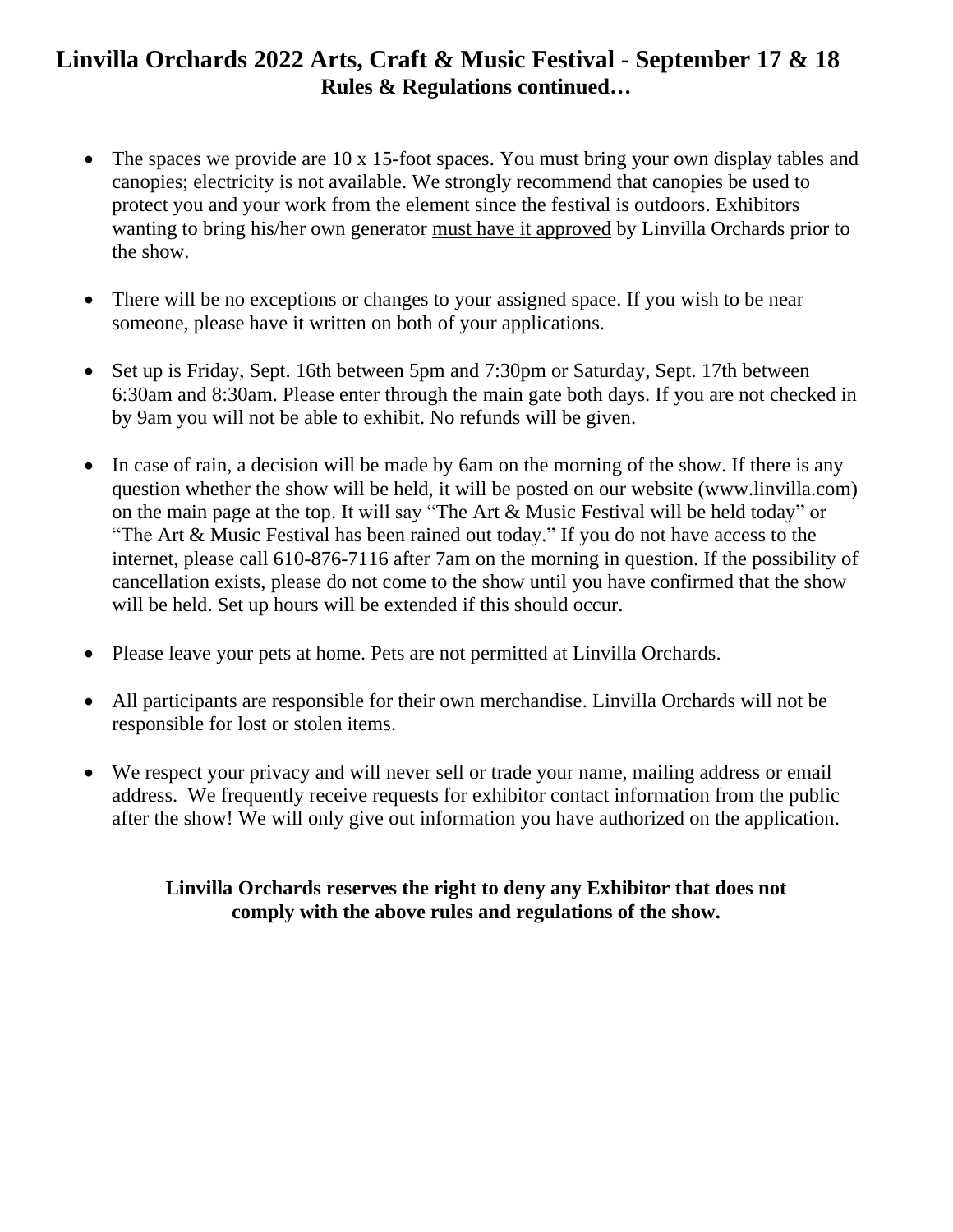# Linvilla Orchards 2022 Arts, Craft & Music Festival - September 17 & 18

**Rules & Regulations continued…**

- The spaces we provide are 10 x 15-foot spaces. You must bring your own display tables and canopies; electricity is not available. We strongly recommend that canopies be used to protect you and your work from the element since the festival is outdoors. Exhibitors wanting to bring his/her own generator <u>must have it approved</u> by Linvilla Orchards prior to the show.

- There will be no exceptions or changes to your assigned space. If you wish to be near someone, please have it written on both of your applications.

- Set up is Friday, Sept. 16th between 5pm and 7:30pm or Saturday, Sept. 17th between 6:30am and 8:30am. Please enter through the main gate both days. If you are not checked in by 9am you will not be able to exhibit. No refunds will be given.

- In case of rain, a decision will be made by 6am on the morning of the show. If there is any question whether the show will be held, it will be posted on our website (www.linvilla.com) on the main page at the top. It will say "The Art & Music Festival will be held today" or "The Art & Music Festival has been rained out today." If you do not have access to the internet, please call 610-876-7116 after 7am on the morning in question. If the possibility of cancellation exists, please do not come to the show until you have confirmed that the show will be held. Set up hours will be extended if this should occur.

- Please leave your pets at home. Pets are not permitted at Linvilla Orchards.

- All participants are responsible for their own merchandise. Linvilla Orchards will not be responsible for lost or stolen items.

- We respect your privacy and will never sell or trade your name, mailing address or email address. We frequently receive requests for exhibitor contact information from the public after the show! We will only give out information you have authorized on the application.

**Linvilla Orchards reserves the right to deny any Exhibitor that does not comply with the above rules and regulations of the show.**